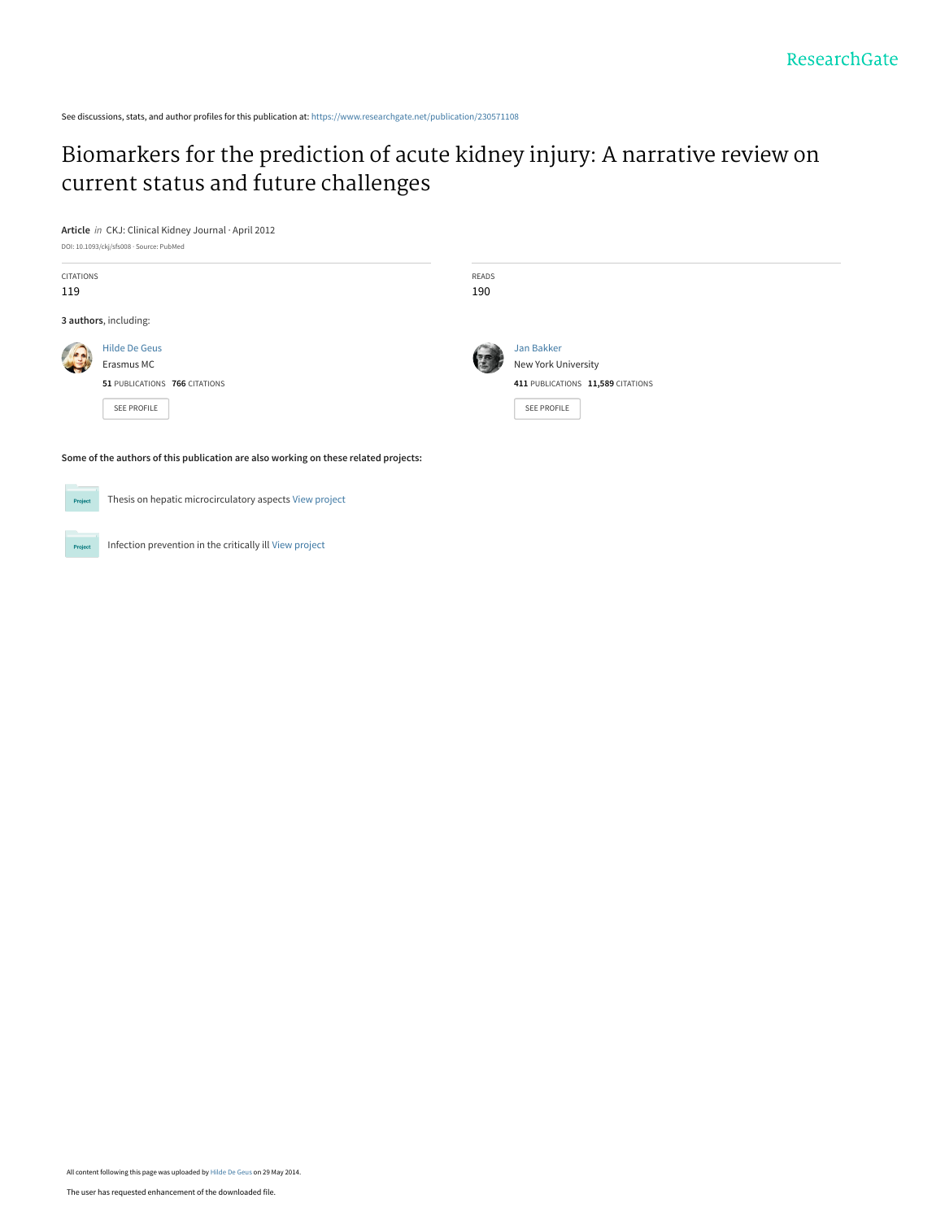ResearchGate

See discussions, stats, and author profiles for this publication at: https://www.researchgate.net/publication/230571108

# Biomarkers for the prediction of acute kidney injury: A narrative review on current status and future challenges

**Article** *in* CKJ: Clinical Kidney Journal · April 2012

DOI: 10.1093/ckj/sfs008 · Source: PubMed

CITATIONS
119

READS
190

**3 authors**, including:

Hilde De Geus
Erasmus MC
**51** PUBLICATIONS **766** CITATIONS
SEE PROFILE

Jan Bakker
New York University
**411** PUBLICATIONS **11,589** CITATIONS
SEE PROFILE

**Some of the authors of this publication are also working on these related projects:**

Project: Thesis on hepatic microcirculatory aspects View project

Project: Infection prevention in the critically ill View project

All content following this page was uploaded by Hilde De Geus on 29 May 2014.

The user has requested enhancement of the downloaded file.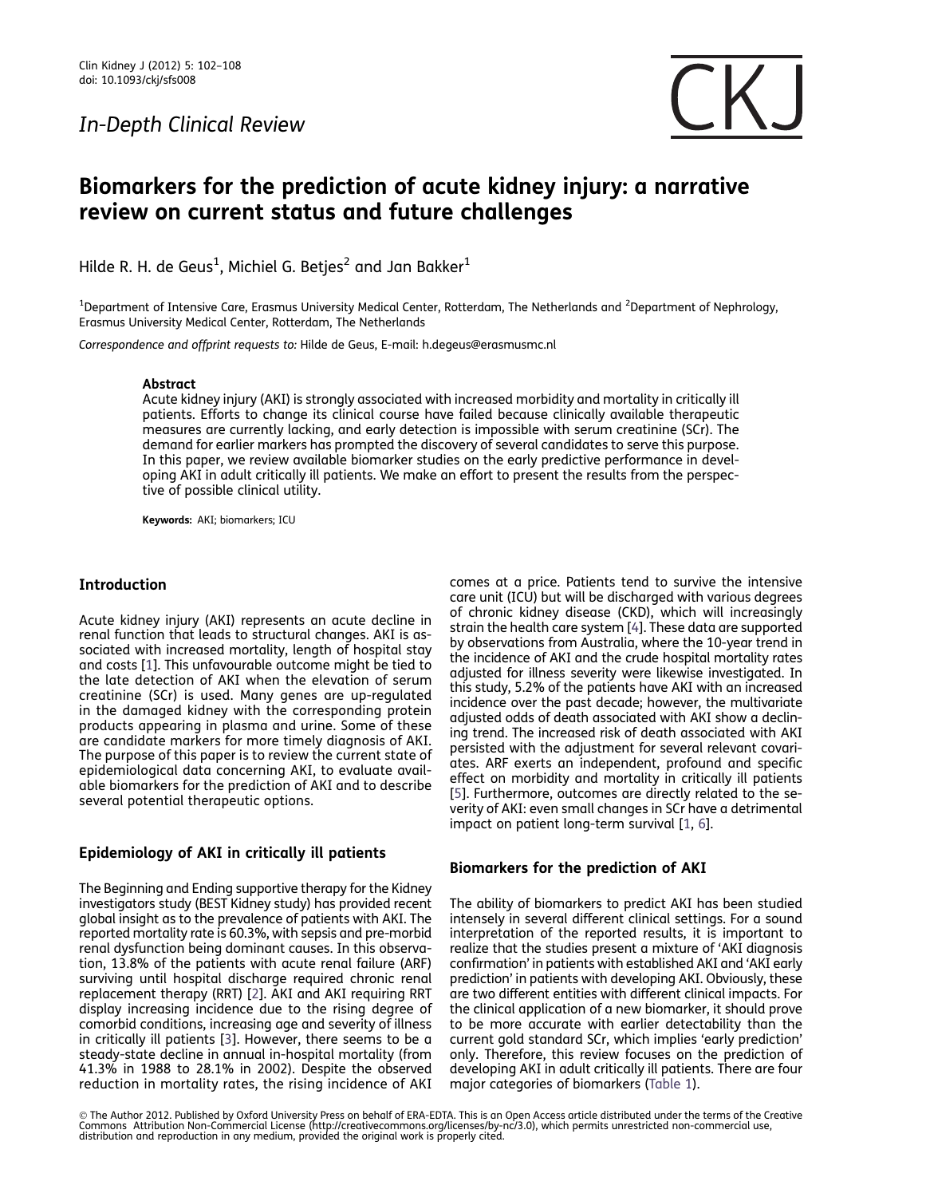*In-Depth Clinical Review*

# Biomarkers for the prediction of acute kidney injury: a narrative review on current status and future challenges

Hilde R. H. de Geus[1], Michiel G. Betjes[2] and Jan Bakker[1]

[1]Department of Intensive Care, Erasmus University Medical Center, Rotterdam, The Netherlands and [2]Department of Nephrology, Erasmus University Medical Center, Rotterdam, The Netherlands

*Correspondence and offprint requests to:* Hilde de Geus, E-mail: h.degeus@erasmusmc.nl

### Abstract

Acute kidney injury (AKI) is strongly associated with increased morbidity and mortality in critically ill patients. Efforts to change its clinical course have failed because clinically available therapeutic measures are currently lacking, and early detection is impossible with serum creatinine (SCr). The demand for earlier markers has prompted the discovery of several candidates to serve this purpose. In this paper, we review available biomarker studies on the early predictive performance in developing AKI in adult critically ill patients. We make an effort to present the results from the perspective of possible clinical utility.

**Keywords:** AKI; biomarkers; ICU

## Introduction

Acute kidney injury (AKI) represents an acute decline in renal function that leads to structural changes. AKI is associated with increased mortality, length of hospital stay and costs [1]. This unfavourable outcome might be tied to the late detection of AKI when the elevation of serum creatinine (SCr) is used. Many genes are up-regulated in the damaged kidney with the corresponding protein products appearing in plasma and urine. Some of these are candidate markers for more timely diagnosis of AKI. The purpose of this paper is to review the current state of epidemiological data concerning AKI, to evaluate available biomarkers for the prediction of AKI and to describe several potential therapeutic options.

## Epidemiology of AKI in critically ill patients

The Beginning and Ending supportive therapy for the Kidney investigators study (BEST Kidney study) has provided recent global insight as to the prevalence of patients with AKI. The reported mortality rate is 60.3%, with sepsis and pre-morbid renal dysfunction being dominant causes. In this observation, 13.8% of the patients with acute renal failure (ARF) surviving until hospital discharge required chronic renal replacement therapy (RRT) [2]. AKI and AKI requiring RRT display increasing incidence due to the rising degree of comorbid conditions, increasing age and severity of illness in critically ill patients [3]. However, there seems to be a steady-state decline in annual in-hospital mortality (from 41.3% in 1988 to 28.1% in 2002). Despite the observed reduction in mortality rates, the rising incidence of AKI comes at a price. Patients tend to survive the intensive care unit (ICU) but will be discharged with various degrees of chronic kidney disease (CKD), which will increasingly strain the health care system [4]. These data are supported by observations from Australia, where the 10-year trend in the incidence of AKI and the crude hospital mortality rates adjusted for illness severity were likewise investigated. In this study, 5.2% of the patients have AKI with an increased incidence over the past decade; however, the multivariate adjusted odds of death associated with AKI show a declining trend. The increased risk of death associated with AKI persisted with the adjustment for several relevant covariates. ARF exerts an independent, profound and specific effect on morbidity and mortality in critically ill patients [5]. Furthermore, outcomes are directly related to the severity of AKI: even small changes in SCr have a detrimental impact on patient long-term survival [1, 6].

## Biomarkers for the prediction of AKI

The ability of biomarkers to predict AKI has been studied intensely in several different clinical settings. For a sound interpretation of the reported results, it is important to realize that the studies present a mixture of 'AKI diagnosis confirmation' in patients with established AKI and 'AKI early prediction' in patients with developing AKI. Obviously, these are two different entities with different clinical impacts. For the clinical application of a new biomarker, it should prove to be more accurate with earlier detectability than the current gold standard SCr, which implies 'early prediction' only. Therefore, this review focuses on the prediction of developing AKI in adult critically ill patients. There are four major categories of biomarkers (Table 1).

© The Author 2012. Published by Oxford University Press on behalf of ERA-EDTA. This is an Open Access article distributed under the terms of the Creative Commons Attribution Non-Commercial License (http://creativecommons.org/licenses/by-nc/3.0), which permits unrestricted non-commercial use, distribution and reproduction in any medium, provided the original work is properly cited.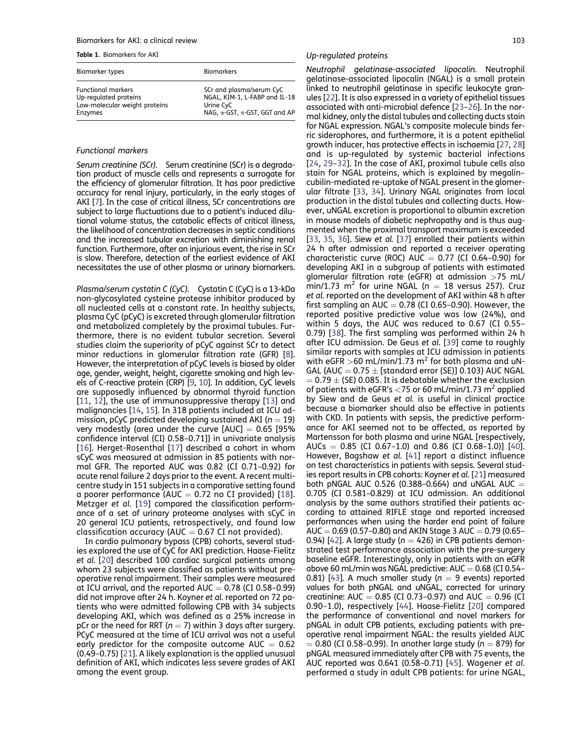**Table 1.** Biomarkers for AKI

| Biomarker types | Biomarkers |
|---|---|
| Functional markers | SCr and plasma/serum CyC |
| Up-regulated proteins | NGAL, KIM-1, L-FABP and IL-18 |
| Low-molecular weight proteins | Urine CyC |
| Enzymes | NAG, α-GST, π-GST, GGT and AP |

### Functional markers

*Serum creatinine (SCr).* Serum creatinine (SCr) is a degradation product of muscle cells and represents a surrogate for the efficiency of glomerular filtration. It has poor predictive accuracy for renal injury, particularly, in the early stages of AKI [7]. In the case of critical illness, SCr concentrations are subject to large fluctuations due to a patient's induced dilutional volume status, the catabolic effects of critical illness, the likelihood of concentration decreases in septic conditions and the increased tubular excretion with diminishing renal function. Furthermore, after an injurious event, the rise in SCr is slow. Therefore, detection of the earliest evidence of AKI necessitates the use of other plasma or urinary biomarkers.

*Plasma/serum cystatin C (CyC).* Cystatin C (CyC) is a 13-kDa non-glycosylated cysteine protease inhibitor produced by all nucleated cells at a constant rate. In healthy subjects, plasma CyC (pCyC) is excreted through glomerular filtration and metabolized completely by the proximal tubules. Furthermore, there is no evident tubular secretion. Several studies claim the superiority of pCyC against SCr to detect minor reductions in glomerular filtration rate (GFR) [8]. However, the interpretation of pCyC levels is biased by older age, gender, weight, height, cigarette smoking and high levels of C-reactive protein (CRP) [9, 10]. In addition, CyC levels are supposedly influenced by abnormal thyroid function [11, 12], the use of immunosuppressive therapy [13] and malignancies [14, 15]. In 318 patients included at ICU admission, pCyC predicted developing sustained AKI ($n = 19$) very modestly {area under the curve [AUC] = 0.65 [95% confidence interval (CI) 0.58–0.71]} in univariate analysis [16]. Herget-Rosenthal [17] described a cohort in whom sCyC was measured at admission in 85 patients with normal GFR. The reported AUC was 0.82 (CI 0.71–0.92) for acute renal failure 2 days prior to the event. A recent multicentre study in 151 subjects in a comparative setting found a poorer performance (AUC = 0.72 no CI provided) [18]. Metzger *et al.* [19] compared the classification performance of a set of urinary proteome analyses with sCyC in 20 general ICU patients, retrospectively, and found low classification accuracy (AUC = 0.67 CI not provided).

In cardio pulmonary bypass (CPB) cohorts, several studies explored the use of CyC for AKI prediction. Haase-Fielitz *et al.* [20] described 100 cardiac surgical patients among whom 23 subjects were classified as patients without preoperative renal impairment. Their samples were measured at ICU arrival, and the reported AUC = 0.78 (CI 0.58–0.99) did not improve after 24 h. Koyner *et al.* reported on 72 patients who were admitted following CPB with 34 subjects developing AKI, which was defined as a 25% increase in pCr or the need for RRT ($n = 7$) within 3 days after surgery. PCyC measured at the time of ICU arrival was not a useful early predictor for the composite outcome AUC = 0.62 (0.49–0.75) [21]. A likely explanation is the applied unusual definition of AKI, which indicates less severe grades of AKI among the event group.

### Up-regulated proteins

*Neutrophil gelatinase-associated lipocalin.* Neutrophil gelatinase-associated lipocalin (NGAL) is a small protein linked to neutrophil gelatinase in specific leukocyte granules [22]. It is also expressed in a variety of epithelial tissues associated with anti-microbial defence [23–26]. In the normal kidney, only the distal tubules and collecting ducts stain for NGAL expression. NGAL's composite molecule binds ferric siderophores, and furthermore, it is a potent epithelial growth inducer, has protective effects in ischaemia [27, 28] and is up-regulated by systemic bacterial infections [24, 29–32]. In the case of AKI, proximal tubule cells also stain for NGAL proteins, which is explained by megalin–cubilin-mediated re-uptake of NGAL present in the glomerular filtrate [33, 34]. Urinary NGAL originates from local production in the distal tubules and collecting ducts. However, uNGAL excretion is proportional to albumin excretion in mouse models of diabetic nephropathy and is thus augmented when the proximal transport maximum is exceeded [33, 35, 36]. Siew *et al.* [37] enrolled their patients within 24 h after admission and reported a receiver operating characteristic curve (ROC) AUC = 0.77 (CI 0.64–0.90) for developing AKI in a subgroup of patients with estimated glomerular filtration rate (eGFR) at admission >75 mL/min/1.73 $m^2$ for urine NGAL ($n = 18$ versus 257). Cruz *et al.* reported on the development of AKI within 48 h after first sampling an AUC = 0.78 (CI 0.65–0.90). However, the reported positive predictive value was low (24%), and within 5 days, the AUC was reduced to 0.67 (CI 0.55–0.79) [38]. The first sampling was performed within 24 h after ICU admission. De Geus *et al.* [39] came to roughly similar reports with samples at ICU admission in patients with eGFR >60 mL/min/1.73 $m^2$ for both plasma and uNGAL {AUC = 0.75 ± [standard error (SE)] 0.103} AUC NGAL = 0.79 ± (SE) 0.085. It is debatable whether the exclusion of patients with eGFR's <75 or 60 mL/min/1.73 $m^2$ applied by Siew and de Geus *et al.* is useful in clinical practice because a biomarker should also be effective in patients with CKD. In patients with sepsis, the predictive performance for AKI seemed not to be affected, as reported by Martensson for both plasma and urine NGAL [respectively, AUCs = 0.85 (CI 0.67–1.0) and 0.86 (CI 0.68–1.0)] [40]. However, Bagshaw *et al.* [41] report a distinct influence on test characteristics in patients with sepsis. Several studies report results in CPB cohorts: Koyner *et al.* [21] measured both pNGAL AUC 0.526 (0.388–0.664) and uNGAL AUC = 0.705 (CI 0.581–0.829) at ICU admission. An additional analysis by the same authors stratified their patients according to attained RIFLE stage and reported increased performances when using the harder end point of failure AUC = 0.69 (0.57–0.80) and AKIN Stage 3 AUC = 0.79 (0.65–0.94) [42]. A large study ($n = 426$) in CPB patients demonstrated test performance association with the pre-surgery baseline eGFR. Interestingly, only in patients with an eGFR above 60 mL/min was NGAL predictive: AUC = 0.68 (CI 0.54–0.81) [43]. A much smaller study ($n = 9$ events) reported values for both pNGAL and uNGAL, corrected for urinary creatinine: AUC = 0.85 (CI 0.73–0.97) and AUC = 0.96 (CI 0.90–1.0), respectively [44]. Haase-Fielitz [20] compared the performance of conventional and novel markers for pNGAL in adult CPB patients, excluding patients with preoperative renal impairment NGAL: the results yielded AUC = 0.80 (CI 0.58–0.99). In another large study ($n = 879$) for pNGAL measured immediately after CPB with 75 events, the AUC reported was 0.641 (0.58–0.71) [45]. Wagener *et al.* performed a study in adult CPB patients: for urine NGAL,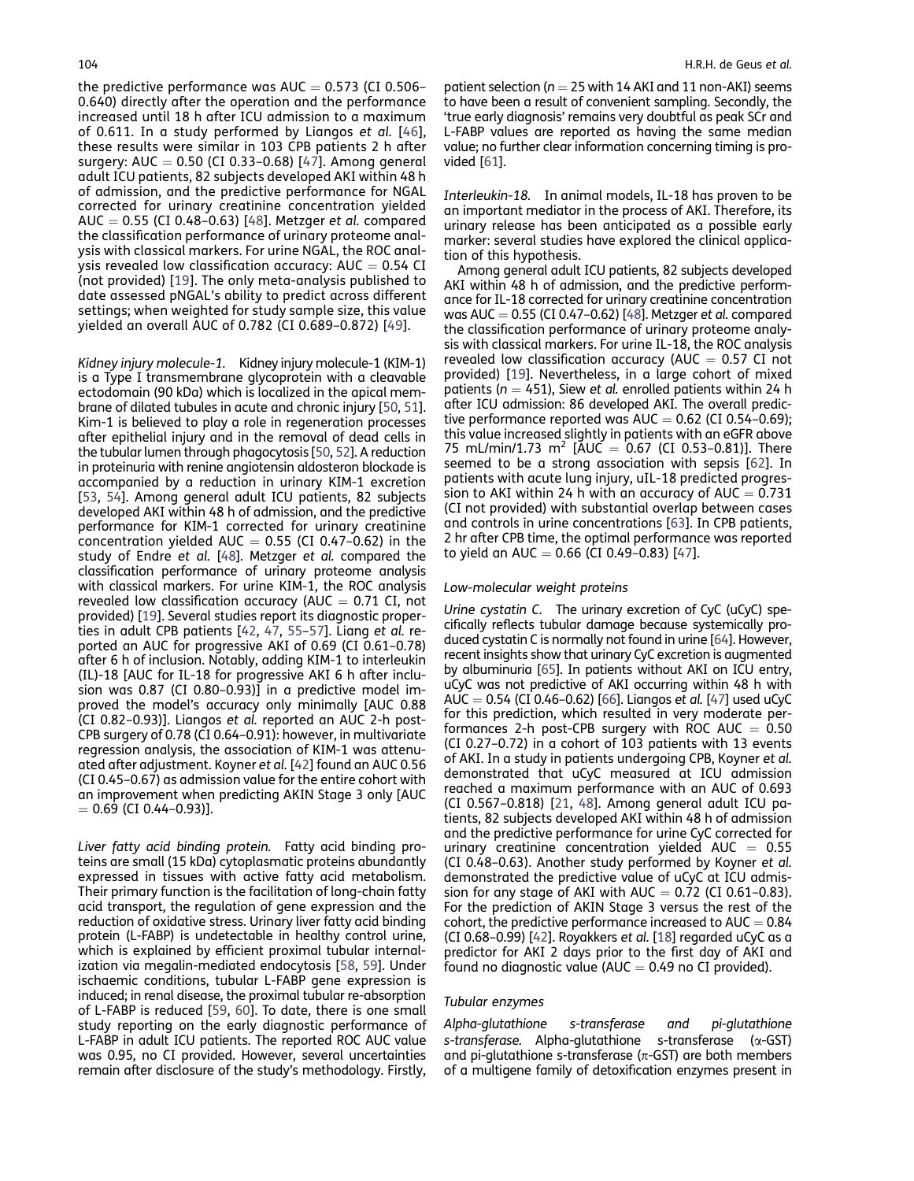the predictive performance was AUC = 0.573 (CI 0.506–0.640) directly after the operation and the performance increased until 18 h after ICU admission to a maximum of 0.611. In a study performed by Liangos *et al.* [46], these results were similar in 103 CPB patients 2 h after surgery: AUC = 0.50 (CI 0.33–0.68) [47]. Among general adult ICU patients, 82 subjects developed AKI within 48 h of admission, and the predictive performance for NGAL corrected for urinary creatinine concentration yielded AUC = 0.55 (CI 0.48–0.63) [48]. Metzger *et al.* compared the classification performance of urinary proteome analysis with classical markers. For urine NGAL, the ROC analysis revealed low classification accuracy: AUC = 0.54 CI (not provided) [19]. The only meta-analysis published to date assessed pNGAL's ability to predict across different settings; when weighted for study sample size, this value yielded an overall AUC of 0.782 (CI 0.689–0.872) [49].

*Kidney injury molecule-1.* Kidney injury molecule-1 (KIM-1) is a Type I transmembrane glycoprotein with a cleavable ectodomain (90 kDa) which is localized in the apical membrane of dilated tubules in acute and chronic injury [50, 51]. Kim-1 is believed to play a role in regeneration processes after epithelial injury and in the removal of dead cells in the tubular lumen through phagocytosis [50, 52]. A reduction in proteinuria with renine angiotensin aldosteron blockade is accompanied by a reduction in urinary KIM-1 excretion [53, 54]. Among general adult ICU patients, 82 subjects developed AKI within 48 h of admission, and the predictive performance for KIM-1 corrected for urinary creatinine concentration yielded AUC = 0.55 (CI 0.47–0.62) in the study of Endre *et al.* [48]. Metzger *et al.* compared the classification performance of urinary proteome analysis with classical markers. For urine KIM-1, the ROC analysis revealed low classification accuracy (AUC = 0.71 CI, not provided) [19]. Several studies report its diagnostic properties in adult CPB patients [42, 47, 55–57]. Liang *et al.* reported an AUC for progressive AKI of 0.69 (CI 0.61–0.78) after 6 h of inclusion. Notably, adding KIM-1 to interleukin (IL)-18 [AUC for IL-18 for progressive AKI 6 h after inclusion was 0.87 (CI 0.80–0.93)] in a predictive model improved the model's accuracy only minimally [AUC 0.88 (CI 0.82–0.93)]. Liangos *et al.* reported an AUC 2-h post-CPB surgery of 0.78 (CI 0.64–0.91): however, in multivariate regression analysis, the association of KIM-1 was attenuated after adjustment. Koyner *et al.* [42] found an AUC 0.56 (CI 0.45–0.67) as admission value for the entire cohort with an improvement when predicting AKIN Stage 3 only [AUC = 0.69 (CI 0.44–0.93)].

*Liver fatty acid binding protein.* Fatty acid binding proteins are small (15 kDa) cytoplasmatic proteins abundantly expressed in tissues with active fatty acid metabolism. Their primary function is the facilitation of long-chain fatty acid transport, the regulation of gene expression and the reduction of oxidative stress. Urinary liver fatty acid binding protein (L-FABP) is undetectable in healthy control urine, which is explained by efficient proximal tubular internalization via megalin-mediated endocytosis [58, 59]. Under ischaemic conditions, tubular L-FABP gene expression is induced; in renal disease, the proximal tubular re-absorption of L-FABP is reduced [59, 60]. To date, there is one small study reporting on the early diagnostic performance of L-FABP in adult ICU patients. The reported ROC AUC value was 0.95, no CI provided. However, several uncertainties remain after disclosure of the study's methodology. Firstly, patient selection ($n$ = 25 with 14 AKI and 11 non-AKI) seems to have been a result of convenient sampling. Secondly, the 'true early diagnosis' remains very doubtful as peak SCr and L-FABP values are reported as having the same median value; no further clear information concerning timing is provided [61].

*Interleukin-18.* In animal models, IL-18 has proven to be an important mediator in the process of AKI. Therefore, its urinary release has been anticipated as a possible early marker: several studies have explored the clinical application of this hypothesis.

Among general adult ICU patients, 82 subjects developed AKI within 48 h of admission, and the predictive performance for IL-18 corrected for urinary creatinine concentration was AUC = 0.55 (CI 0.47–0.62) [48]. Metzger *et al.* compared the classification performance of urinary proteome analysis with classical markers. For urine IL-18, the ROC analysis revealed low classification accuracy (AUC = 0.57 CI not provided) [19]. Nevertheless, in a large cohort of mixed patients ($n$ = 451), Siew *et al.* enrolled patients within 24 h after ICU admission: 86 developed AKI. The overall predictive performance reported was AUC = 0.62 (CI 0.54–0.69); this value increased slightly in patients with an eGFR above 75 mL/min/1.73 $m^2$ [AUC = 0.67 (CI 0.53–0.81)]. There seemed to be a strong association with sepsis [62]. In patients with acute lung injury, uIL-18 predicted progression to AKI within 24 h with an accuracy of AUC = 0.731 (CI not provided) with substantial overlap between cases and controls in urine concentrations [63]. In CPB patients, 2 hr after CPB time, the optimal performance was reported to yield an AUC = 0.66 (CI 0.49–0.83) [47].

### Low-molecular weight proteins

*Urine cystatin C.* The urinary excretion of CyC (uCyC) specifically reflects tubular damage because systemically produced cystatin C is normally not found in urine [64]. However, recent insights show that urinary CyC excretion is augmented by albuminuria [65]. In patients without AKI on ICU entry, uCyC was not predictive of AKI occurring within 48 h with AUC = 0.54 (CI 0.46–0.62) [66]. Liangos *et al.* [47] used uCyC for this prediction, which resulted in very moderate performances 2-h post-CPB surgery with ROC AUC = 0.50 (CI 0.27–0.72) in a cohort of 103 patients with 13 events of AKI. In a study in patients undergoing CPB, Koyner *et al.* demonstrated that uCyC measured at ICU admission reached a maximum performance with an AUC of 0.693 (CI 0.567–0.818) [21, 48]. Among general adult ICU patients, 82 subjects developed AKI within 48 h of admission and the predictive performance for urine CyC corrected for urinary creatinine concentration yielded AUC = 0.55 (CI 0.48–0.63). Another study performed by Koyner *et al.* demonstrated the predictive value of uCyC at ICU admission for any stage of AKI with AUC = 0.72 (CI 0.61–0.83). For the prediction of AKIN Stage 3 versus the rest of the cohort, the predictive performance increased to AUC = 0.84 (CI 0.68–0.99) [42]. Royakkers *et al.* [18] regarded uCyC as a predictor for AKI 2 days prior to the first day of AKI and found no diagnostic value (AUC = 0.49 no CI provided).

### Tubular enzymes

*Alpha-glutathione s-transferase and pi-glutathione s-transferase.* Alpha-glutathione s-transferase ($\alpha$-GST) and pi-glutathione s-transferase ($\pi$-GST) are both members of a multigene family of detoxification enzymes present in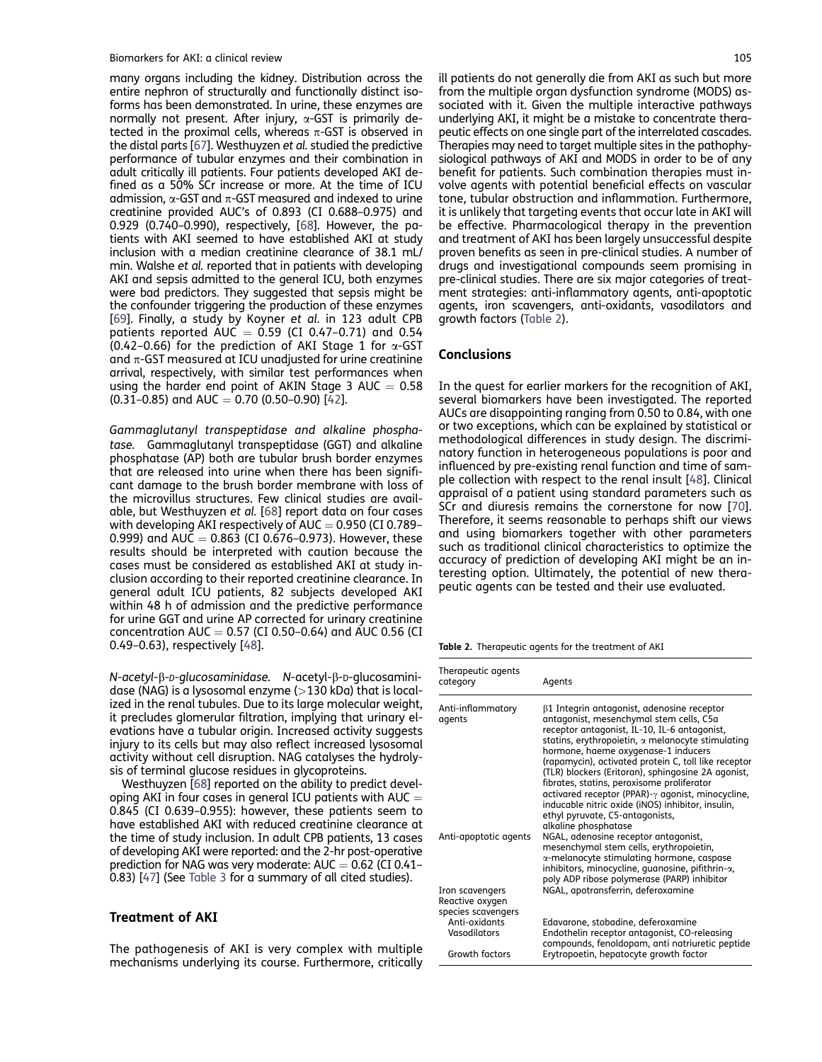many organs including the kidney. Distribution across the entire nephron of structurally and functionally distinct isoforms has been demonstrated. In urine, these enzymes are normally not present. After injury, α-GST is primarily detected in the proximal cells, whereas π-GST is observed in the distal parts [67]. Westhuyzen *et al.* studied the predictive performance of tubular enzymes and their combination in adult critically ill patients. Four patients developed AKI defined as a 50% SCr increase or more. At the time of ICU admission, α-GST and π-GST measured and indexed to urine creatinine provided AUC's of 0.893 (CI 0.688–0.975) and 0.929 (0.740–0.990), respectively, [68]. However, the patients with AKI seemed to have established AKI at study inclusion with a median creatinine clearance of 38.1 mL/min. Walshe *et al.* reported that in patients with developing AKI and sepsis admitted to the general ICU, both enzymes were bad predictors. They suggested that sepsis might be the confounder triggering the production of these enzymes [69]. Finally, a study by Koyner *et al.* in 123 adult CPB patients reported AUC = 0.59 (CI 0.47–0.71) and 0.54 (0.42–0.66) for the prediction of AKI Stage 1 for α-GST and π-GST measured at ICU arrival unadjusted for urine creatinine arrival, respectively, with similar test performances when using the harder end point of AKIN Stage 3 AUC = 0.58 (0.31–0.85) and AUC = 0.70 (0.50–0.90) [42].

*Gammaglutanyl transpeptidase and alkaline phosphatase.* Gammaglutanyl transpeptidase (GGT) and alkaline phosphatase (AP) both are tubular brush border enzymes that are released into urine when there has been significant damage to the brush border membrane with loss of the microvillus structures. Few clinical studies are available, but Westhuyzen *et al.* [68] report data on four cases with developing AKI respectively of AUC = 0.950 (CI 0.789–0.999) and AUC = 0.863 (CI 0.676–0.973). However, these results should be interpreted with caution because the cases must be considered as established AKI at study inclusion according to their reported creatinine clearance. In general adult ICU patients, 82 subjects developed AKI within 48 h of admission and the predictive performance for urine GGT and urine AP corrected for urinary creatinine concentration AUC = 0.57 (CI 0.50–0.64) and AUC 0.56 (CI 0.49–0.63), respectively [48].

*N-acetyl-β-D-glucosaminidase.* N-acetyl-β-D-glucosaminidase (NAG) is a lysosomal enzyme (>130 kDa) that is localized in the renal tubules. Due to its large molecular weight, it precludes glomerular filtration, implying that urinary elevations have a tubular origin. Increased activity suggests injury to its cells but may also reflect increased lysosomal activity without cell disruption. NAG catalyses the hydrolysis of terminal glucose residues in glycoproteins.

Westhuyzen [68] reported on the ability to predict developing AKI in four cases in general ICU patients with AUC = 0.845 (CI 0.639–0.955): however, these patients seem to have established AKI with reduced creatinine clearance at the time of study inclusion. In adult CPB patients, 13 cases of developing AKI were reported: and the 2-hr post-operative prediction for NAG was very moderate: AUC = 0.62 (CI 0.41–0.83) [47] (See Table 3 for a summary of all cited studies).

## Treatment of AKI

The pathogenesis of AKI is very complex with multiple mechanisms underlying its course. Furthermore, critically ill patients do not generally die from AKI as such but more from the multiple organ dysfunction syndrome (MODS) associated with it. Given the multiple interactive pathways underlying AKI, it might be a mistake to concentrate therapeutic effects on one single part of the interrelated cascades. Therapies may need to target multiple sites in the pathophysiological pathways of AKI and MODS in order to be of any benefit for patients. Such combination therapies must involve agents with potential beneficial effects on vascular tone, tubular obstruction and inflammation. Furthermore, it is unlikely that targeting events that occur late in AKI will be effective. Pharmacological therapy in the prevention and treatment of AKI has been largely unsuccessful despite proven benefits as seen in pre-clinical studies. A number of drugs and investigational compounds seem promising in pre-clinical studies. There are six major categories of treatment strategies: anti-inflammatory agents, anti-apoptotic agents, iron scavengers, anti-oxidants, vasodilators and growth factors (Table 2).

## Conclusions

In the quest for earlier markers for the recognition of AKI, several biomarkers have been investigated. The reported AUCs are disappointing ranging from 0.50 to 0.84, with one or two exceptions, which can be explained by statistical or methodological differences in study design. The discriminatory function in heterogeneous populations is poor and influenced by pre-existing renal function and time of sample collection with respect to the renal insult [48]. Clinical appraisal of a patient using standard parameters such as SCr and diuresis remains the cornerstone for now [70]. Therefore, it seems reasonable to perhaps shift our views and using biomarkers together with other parameters such as traditional clinical characteristics to optimize the accuracy of prediction of developing AKI might be an interesting option. Ultimately, the potential of new therapeutic agents can be tested and their use evaluated.

**Table 2.** Therapeutic agents for the treatment of AKI

| Therapeutic agents category | Agents |
|---|---|
| Anti-inflammatory agents | β1 Integrin antagonist, adenosine receptor antagonist, mesenchymal stem cells, C5a receptor antagonist, IL-10, IL-6 antagonist, statins, erythropoietin, α melanocyte stimulating hormone, haeme oxygenase-1 inducers (rapamycin), activated protein C, toll like receptor (TLR) blockers (Eritoran), sphingosine 2A agonist, fibrates, statins, peroxisome proliferator activared receptor (PPAR)-γ agonist, minocycline, inducable nitric oxide (iNOS) inhibitor, insulin, ethyl pyruvate, C5-antagonists, alkaline phosphatase |
| Anti-apoptotic agents | NGAL, adenosine receptor antagonist, mesenchymal stem cells, erythropoietin, α-melanocyte stimulating hormone, caspase inhibitors, minocycline, guanosine, pifithrin-α, poly ADP ribose polymerase (PARP) inhibitor |
| Iron scavengers | NGAL, apotransferrin, deferoxamine |
| Reactive oxygen species scavengers | |
| Anti-oxidants | Edavarone, stobadine, deferoxamine |
| Vasodilators | Endothelin receptor antagonist, CO-releasing compounds, fenoldopam, anti natriuretic peptide |
| Growth factors | Erytropoetin, hepatocyte growth factor |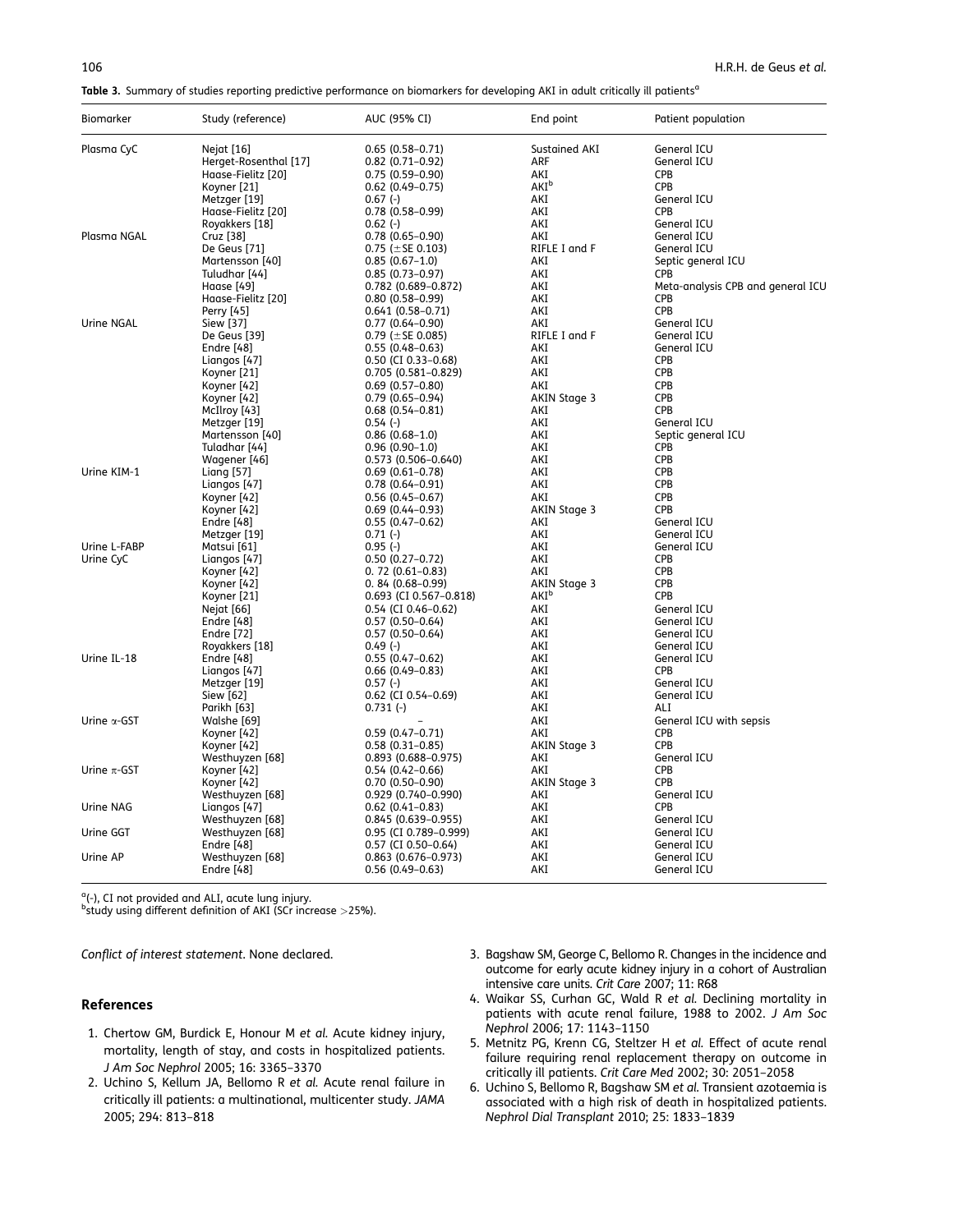**Table 3.** Summary of studies reporting predictive performance on biomarkers for developing AKI in adult critically ill patients[a]

| Biomarker | Study (reference) | AUC (95% CI) | End point | Patient population |
|---|---|---|---|---|
| Plasma CyC | Nejat [16] | 0.65 (0.58–0.71) | Sustained AKI | General ICU |
| | Herget-Rosenthal [17] | 0.82 (0.71–0.92) | ARF | General ICU |
| | Haase-Fielitz [20] | 0.75 (0.59–0.90) | AKI | CPB |
| | Koyner [21] | 0.62 (0.49–0.75) | AKI[b] | CPB |
| | Metzger [19] | 0.67 (-) | AKI | General ICU |
| | Haase-Fielitz [20] | 0.78 (0.58–0.99) | AKI | CPB |
| | Royakkers [18] | 0.62 (-) | AKI | General ICU |
| Plasma NGAL | Cruz [38] | 0.78 (0.65–0.90) | AKI | General ICU |
| | De Geus [71] | 0.75 (±SE 0.103) | RIFLE I and F | General ICU |
| | Martensson [40] | 0.85 (0.67–1.0) | AKI | Septic general ICU |
| | Tuludhar [44] | 0.85 (0.73–0.97) | AKI | CPB |
| | Haase [49] | 0.782 (0.689–0.872) | AKI | Meta-analysis CPB and general ICU |
| | Haase-Fielitz [20] | 0.80 (0.58–0.99) | AKI | CPB |
| | Perry [45] | 0.641 (0.58–0.71) | AKI | CPB |
| Urine NGAL | Siew [37] | 0.77 (0.64–0.90) | AKI | General ICU |
| | De Geus [39] | 0.79 (±SE 0.085) | RIFLE I and F | General ICU |
| | Endre [48] | 0.55 (0.48–0.63) | AKI | General ICU |
| | Liangos [47] | 0.50 (CI 0.33–0.68) | AKI | CPB |
| | Koyner [21] | 0.705 (0.581–0.829) | AKI | CPB |
| | Koyner [42] | 0.69 (0.57–0.80) | AKI | CPB |
| | Koyner [42] | 0.79 (0.65–0.94) | AKIN Stage 3 | CPB |
| | McIlroy [43] | 0.68 (0.54–0.81) | AKI | CPB |
| | Metzger [19] | 0.54 (-) | AKI | General ICU |
| | Martensson [40] | 0.86 (0.68–1.0) | AKI | Septic general ICU |
| | Tuladhar [44] | 0.96 (0.90–1.0) | AKI | CPB |
| | Wagener [46] | 0.573 (0.506–0.640) | AKI | CPB |
| Urine KIM-1 | Liang [57] | 0.69 (0.61–0.78) | AKI | CPB |
| | Liangos [47] | 0.78 (0.64–0.91) | AKI | CPB |
| | Koyner [42] | 0.56 (0.45–0.67) | AKI | CPB |
| | Koyner [42] | 0.69 (0.44–0.93) | AKIN Stage 3 | CPB |
| | Endre [48] | 0.55 (0.47–0.62) | AKI | General ICU |
| | Metzger [19] | 0.71 (-) | AKI | General ICU |
| Urine L-FABP | Matsui [61] | 0.95 (-) | AKI | General ICU |
| Urine CyC | Liangos [47] | 0.50 (0.27–0.72) | AKI | CPB |
| | Koyner [42] | 0. 72 (0.61–0.83) | AKI | CPB |
| | Koyner [42] | 0. 84 (0.68–0.99) | AKIN Stage 3 | CPB |
| | Koyner [21] | 0.693 (CI 0.567–0.818) | AKI[b] | CPB |
| | Nejat [66] | 0.54 (CI 0.46–0.62) | AKI | General ICU |
| | Endre [48] | 0.57 (0.50–0.64) | AKI | General ICU |
| | Endre [72] | 0.57 (0.50–0.64) | AKI | General ICU |
| | Royakkers [18] | 0.49 (-) | AKI | General ICU |
| Urine IL-18 | Endre [48] | 0.55 (0.47–0.62) | AKI | General ICU |
| | Liangos [47] | 0.66 (0.49–0.83) | AKI | CPB |
| | Metzger [19] | 0.57 (-) | AKI | General ICU |
| | Siew [62] | 0.62 (CI 0.54–0.69) | AKI | General ICU |
| | Parikh [63] | 0.731 (-) | AKI | ALI |
| Urine α-GST | Walshe [69] | – | AKI | General ICU with sepsis |
| | Koyner [42] | 0.59 (0.47–0.71) | AKI | CPB |
| | Koyner [42] | 0.58 (0.31–0.85) | AKIN Stage 3 | CPB |
| | Westhuyzen [68] | 0.893 (0.688–0.975) | AKI | General ICU |
| Urine π-GST | Koyner [42] | 0.54 (0.42–0.66) | AKI | CPB |
| | Koyner [42] | 0.70 (0.50–0.90) | AKIN Stage 3 | CPB |
| | Westhuyzen [68] | 0.929 (0.740–0.990) | AKI | General ICU |
| Urine NAG | Liangos [47] | 0.62 (0.41–0.83) | AKI | CPB |
| | Westhuyzen [68] | 0.845 (0.639–0.955) | AKI | General ICU |
| Urine GGT | Westhuyzen [68] | 0.95 (CI 0.789–0.999) | AKI | General ICU |
| | Endre [48] | 0.57 (CI 0.50–0.64) | AKI | General ICU |
| Urine AP | Westhuyzen [68] | 0.863 (0.676–0.973) | AKI | General ICU |
| | Endre [48] | 0.56 (0.49–0.63) | AKI | General ICU |

[a](-), CI not provided and ALI, acute lung injury.
[b]study using different definition of AKI (SCr increase >25%).

*Conflict of interest statement.* None declared.

## References

1. Chertow GM, Burdick E, Honour M *et al.* Acute kidney injury, mortality, length of stay, and costs in hospitalized patients. *J Am Soc Nephrol* 2005; 16: 3365–3370
2. Uchino S, Kellum JA, Bellomo R *et al.* Acute renal failure in critically ill patients: a multinational, multicenter study. *JAMA* 2005; 294: 813–818
3. Bagshaw SM, George C, Bellomo R. Changes in the incidence and outcome for early acute kidney injury in a cohort of Australian intensive care units. *Crit Care* 2007; 11: R68
4. Waikar SS, Curhan GC, Wald R *et al.* Declining mortality in patients with acute renal failure, 1988 to 2002. *J Am Soc Nephrol* 2006; 17: 1143–1150
5. Metnitz PG, Krenn CG, Steltzer H *et al.* Effect of acute renal failure requiring renal replacement therapy on outcome in critically ill patients. *Crit Care Med* 2002; 30: 2051–2058
6. Uchino S, Bellomo R, Bagshaw SM *et al.* Transient azotaemia is associated with a high risk of death in hospitalized patients. *Nephrol Dial Transplant* 2010; 25: 1833–1839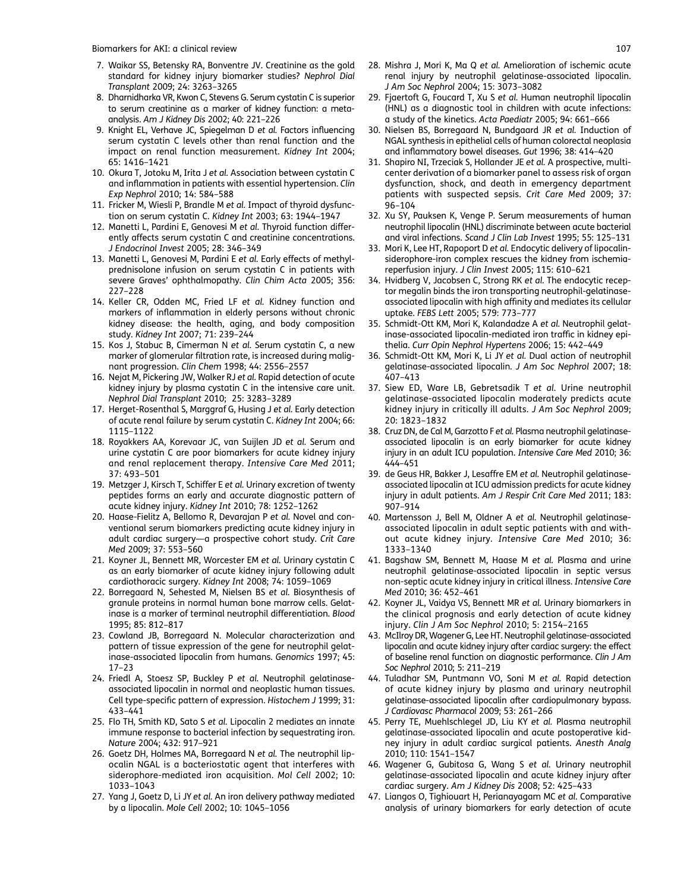7. Waikar SS, Betensky RA, Bonventre JV. Creatinine as the gold standard for kidney injury biomarker studies? *Nephrol Dial Transplant* 2009; 24: 3263–3265
8. Dharnidharka VR, Kwon C, Stevens G. Serum cystatin C is superior to serum creatinine as a marker of kidney function: a meta-analysis. *Am J Kidney Dis* 2002; 40: 221–226
9. Knight EL, Verhave JC, Spiegelman D *et al.* Factors influencing serum cystatin C levels other than renal function and the impact on renal function measurement. *Kidney Int* 2004; 65: 1416–1421
10. Okura T, Jotoku M, Irita J *et al.* Association between cystatin C and inflammation in patients with essential hypertension. *Clin Exp Nephrol* 2010; 14: 584–588
11. Fricker M, Wiesli P, Brandle M *et al.* Impact of thyroid dysfunction on serum cystatin C. *Kidney Int* 2003; 63: 1944–1947
12. Manetti L, Pardini E, Genovesi M *et al.* Thyroid function differently affects serum cystatin C and creatinine concentrations. *J Endocrinol Invest* 2005; 28: 346–349
13. Manetti L, Genovesi M, Pardini E *et al.* Early effects of methylprednisolone infusion on serum cystatin C in patients with severe Graves' ophthalmopathy. *Clin Chim Acta* 2005; 356: 227–228
14. Keller CR, Odden MC, Fried LF *et al.* Kidney function and markers of inflammation in elderly persons without chronic kidney disease: the health, aging, and body composition study. *Kidney Int* 2007; 71: 239–244
15. Kos J, Stabuc B, Cimerman N *et al.* Serum cystatin C, a new marker of glomerular filtration rate, is increased during malignant progression. *Clin Chem* 1998; 44: 2556–2557
16. Nejat M, Pickering JW, Walker RJ *et al.* Rapid detection of acute kidney injury by plasma cystatin C in the intensive care unit. *Nephrol Dial Transplant* 2010; 25: 3283–3289
17. Herget-Rosenthal S, Marggraf G, Husing J *et al.* Early detection of acute renal failure by serum cystatin C. *Kidney Int* 2004; 66: 1115–1122
18. Royakkers AA, Korevaar JC, van Suijlen JD *et al.* Serum and urine cystatin C are poor biomarkers for acute kidney injury and renal replacement therapy. *Intensive Care Med* 2011; 37: 493–501
19. Metzger J, Kirsch T, Schiffer E *et al.* Urinary excretion of twenty peptides forms an early and accurate diagnostic pattern of acute kidney injury. *Kidney Int* 2010; 78: 1252–1262
20. Haase-Fielitz A, Bellomo R, Devarajan P *et al.* Novel and conventional serum biomarkers predicting acute kidney injury in adult cardiac surgery—a prospective cohort study. *Crit Care Med* 2009; 37: 553–560
21. Koyner JL, Bennett MR, Worcester EM *et al.* Urinary cystatin C as an early biomarker of acute kidney injury following adult cardiothoracic surgery. *Kidney Int* 2008; 74: 1059–1069
22. Borregaard N, Sehested M, Nielsen BS *et al.* Biosynthesis of granule proteins in normal human bone marrow cells. Gelatinase is a marker of terminal neutrophil differentiation. *Blood* 1995; 85: 812–817
23. Cowland JB, Borregaard N. Molecular characterization and pattern of tissue expression of the gene for neutrophil gelatinase-associated lipocalin from humans. *Genomics* 1997; 45: 17–23
24. Friedl A, Stoesz SP, Buckley P *et al.* Neutrophil gelatinase-associated lipocalin in normal and neoplastic human tissues. Cell type-specific pattern of expression. *Histochem J* 1999; 31: 433–441
25. Flo TH, Smith KD, Sato S *et al.* Lipocalin 2 mediates an innate immune response to bacterial infection by sequestrating iron. *Nature* 2004; 432: 917–921
26. Goetz DH, Holmes MA, Borregaard N *et al.* The neutrophil lipocalin NGAL is a bacteriostatic agent that interferes with siderophore-mediated iron acquisition. *Mol Cell* 2002; 10: 1033–1043
27. Yang J, Goetz D, Li JY *et al.* An iron delivery pathway mediated by a lipocalin. *Mole Cell* 2002; 10: 1045–1056
28. Mishra J, Mori K, Ma Q *et al.* Amelioration of ischemic acute renal injury by neutrophil gelatinase-associated lipocalin. *J Am Soc Nephrol* 2004; 15: 3073–3082
29. Fjaertoft G, Foucard T, Xu S *et al.* Human neutrophil lipocalin (HNL) as a diagnostic tool in children with acute infections: a study of the kinetics. *Acta Paediatr* 2005; 94: 661–666
30. Nielsen BS, Borregaard N, Bundgaard JR *et al.* Induction of NGAL synthesis in epithelial cells of human colorectal neoplasia and inflammatory bowel diseases. *Gut* 1996; 38: 414–420
31. Shapiro NI, Trzeciak S, Hollander JE *et al.* A prospective, multicenter derivation of a biomarker panel to assess risk of organ dysfunction, shock, and death in emergency department patients with suspected sepsis. *Crit Care Med* 2009; 37: 96–104
32. Xu SY, Pauksen K, Venge P. Serum measurements of human neutrophil lipocalin (HNL) discriminate between acute bacterial and viral infections. *Scand J Clin Lab Invest* 1995; 55: 125–131
33. Mori K, Lee HT, Rapoport D *et al.* Endocytic delivery of lipocalin-siderophore-iron complex rescues the kidney from ischemia-reperfusion injury. *J Clin Invest* 2005; 115: 610–621
34. Hvidberg V, Jacobsen C, Strong RK *et al.* The endocytic receptor megalin binds the iron transporting neutrophil-gelatinase-associated lipocalin with high affinity and mediates its cellular uptake. *FEBS Lett* 2005; 579: 773–777
35. Schmidt-Ott KM, Mori K, Kalandadze A *et al.* Neutrophil gelatinase-associated lipocalin-mediated iron traffic in kidney epithelia. *Curr Opin Nephrol Hypertens* 2006; 15: 442–449
36. Schmidt-Ott KM, Mori K, Li JY *et al.* Dual action of neutrophil gelatinase-associated lipocalin. *J Am Soc Nephrol* 2007; 18: 407–413
37. Siew ED, Ware LB, Gebretsadik T *et al.* Urine neutrophil gelatinase-associated lipocalin moderately predicts acute kidney injury in critically ill adults. *J Am Soc Nephrol* 2009; 20: 1823–1832
38. Cruz DN, de Cal M, Garzotto F *et al.* Plasma neutrophil gelatinase-associated lipocalin is an early biomarker for acute kidney injury in an adult ICU population. *Intensive Care Med* 2010; 36: 444–451
39. de Geus HR, Bakker J, Lesaffre EM *et al.* Neutrophil gelatinase-associated lipocalin at ICU admission predicts for acute kidney injury in adult patients. *Am J Respir Crit Care Med* 2011; 183: 907–914
40. Martensson J, Bell M, Oldner A *et al.* Neutrophil gelatinase-associated lipocalin in adult septic patients with and without acute kidney injury. *Intensive Care Med* 2010; 36: 1333–1340
41. Bagshaw SM, Bennett M, Haase M *et al.* Plasma and urine neutrophil gelatinase-associated lipocalin in septic versus non-septic acute kidney injury in critical illness. *Intensive Care Med* 2010; 36: 452–461
42. Koyner JL, Vaidya VS, Bennett MR *et al.* Urinary biomarkers in the clinical prognosis and early detection of acute kidney injury. *Clin J Am Soc Nephrol* 2010; 5: 2154–2165
43. McIlroy DR, Wagener G, Lee HT. Neutrophil gelatinase-associated lipocalin and acute kidney injury after cardiac surgery: the effect of baseline renal function on diagnostic performance. *Clin J Am Soc Nephrol* 2010; 5: 211–219
44. Tuladhar SM, Puntmann VO, Soni M *et al.* Rapid detection of acute kidney injury by plasma and urinary neutrophil gelatinase-associated lipocalin after cardiopulmonary bypass. *J Cardiovasc Pharmacol* 2009; 53: 261–266
45. Perry TE, Muehlschlegel JD, Liu KY *et al.* Plasma neutrophil gelatinase-associated lipocalin and acute postoperative kidney injury in adult cardiac surgical patients. *Anesth Analg* 2010; 110: 1541–1547
46. Wagener G, Gubitosa G, Wang S *et al.* Urinary neutrophil gelatinase-associated lipocalin and acute kidney injury after cardiac surgery. *Am J Kidney Dis* 2008; 52: 425–433
47. Liangos O, Tighiouart H, Perianayagam MC *et al.* Comparative analysis of urinary biomarkers for early detection of acute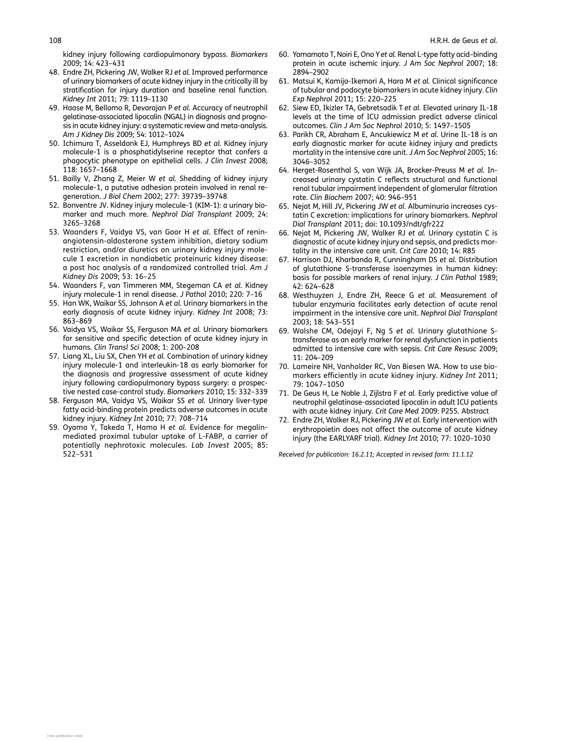kidney injury following cardiopulmonary bypass. *Biomarkers* 2009; 14: 423–431

48. Endre ZH, Pickering JW, Walker RJ *et al.* Improved performance of urinary biomarkers of acute kidney injury in the critically ill by stratification for injury duration and baseline renal function. *Kidney Int* 2011; 79: 1119–1130
49. Haase M, Bellomo R, Devarajan P *et al.* Accuracy of neutrophil gelatinase-associated lipocalin (NGAL) in diagnosis and prognosis in acute kidney injury: a systematic review and meta-analysis. *Am J Kidney Dis* 2009; 54: 1012–1024
50. Ichimura T, Asseldonk EJ, Humphreys BD *et al.* Kidney injury molecule-1 is a phosphatidylserine receptor that confers a phagocytic phenotype on epithelial cells. *J Clin Invest* 2008; 118: 1657–1668
51. Bailly V, Zhang Z, Meier W *et al.* Shedding of kidney injury molecule-1, a putative adhesion protein involved in renal regeneration. *J Biol Chem* 2002; 277: 39739–39748
52. Bonventre JV. Kidney injury molecule-1 (KIM-1): a urinary biomarker and much more. *Nephrol Dial Transplant* 2009; 24: 3265–3268
53. Waanders F, Vaidya VS, van Goor H *et al.* Effect of renin-angiotensin-aldosterone system inhibition, dietary sodium restriction, and/or diuretics on urinary kidney injury molecule 1 excretion in nondiabetic proteinuric kidney disease: a post hoc analysis of a randomized controlled trial. *Am J Kidney Dis* 2009; 53: 16–25
54. Waanders F, van Timmeren MM, Stegeman CA *et al.* Kidney injury molecule-1 in renal disease. *J Pathol* 2010; 220: 7–16
55. Han WK, Waikar SS, Johnson A *et al.* Urinary biomarkers in the early diagnosis of acute kidney injury. *Kidney Int* 2008; 73: 863–869
56. Vaidya VS, Waikar SS, Ferguson MA *et al.* Urinary biomarkers for sensitive and specific detection of acute kidney injury in humans. *Clin Transl Sci* 2008; 1: 200–208
57. Liang XL, Liu SX, Chen YH *et al.* Combination of urinary kidney injury molecule-1 and interleukin-18 as early biomarker for the diagnosis and progressive assessment of acute kidney injury following cardiopulmonary bypass surgery: a prospective nested case-control study. *Biomarkers* 2010; 15: 332–339
58. Ferguson MA, Vaidya VS, Waikar SS *et al.* Urinary liver-type fatty acid-binding protein predicts adverse outcomes in acute kidney injury. *Kidney Int* 2010; 77: 708–714
59. Oyama Y, Takeda T, Hama H *et al.* Evidence for megalin-mediated proximal tubular uptake of L-FABP, a carrier of potentially nephrotoxic molecules. *Lab Invest* 2005; 85: 522–531
60. Yamamoto T, Noiri E, Ono Y *et al.* Renal L-type fatty acid–binding protein in acute ischemic injury. *J Am Soc Nephrol* 2007; 18: 2894–2902
61. Matsui K, Kamijo-Ikemori A, Hara M *et al.* Clinical significance of tubular and podocyte biomarkers in acute kidney injury. *Clin Exp Nephrol* 2011; 15: 220–225
62. Siew ED, Ikizler TA, Gebretsadik T *et al.* Elevated urinary IL-18 levels at the time of ICU admission predict adverse clinical outcomes. *Clin J Am Soc Nephrol* 2010; 5: 1497–1505
63. Parikh CR, Abraham E, Ancukiewicz M *et al.* Urine IL-18 is an early diagnostic marker for acute kidney injury and predicts mortality in the intensive care unit. *J Am Soc Nephrol* 2005; 16: 3046–3052
64. Herget-Rosenthal S, van Wijk JA, Brocker-Preuss M *et al.* Increased urinary cystatin C reflects structural and functional renal tubular impairment independent of glomerular filtration rate. *Clin Biochem* 2007; 40: 946–951
65. Nejat M, Hill JV, Pickering JW *et al.* Albuminuria increases cystatin C excretion: implications for urinary biomarkers. *Nephrol Dial Transplant* 2011; doi: 10.1093/ndt/gfr222
66. Nejat M, Pickering JW, Walker RJ *et al.* Urinary cystatin C is diagnostic of acute kidney injury and sepsis, and predicts mortality in the intensive care unit. *Crit Care* 2010; 14: R85
67. Harrison DJ, Kharbanda R, Cunningham DS *et al.* Distribution of glutathione S-transferase isoenzymes in human kidney: basis for possible markers of renal injury. *J Clin Pathol* 1989; 42: 624–628
68. Westhuyzen J, Endre ZH, Reece G *et al.* Measurement of tubular enzymuria facilitates early detection of acute renal impairment in the intensive care unit. *Nephrol Dial Transplant* 2003; 18: 543–551
69. Walshe CM, Odejayi F, Ng S *et al.* Urinary glutathione S-transferase as an early marker for renal dysfunction in patients admitted to intensive care with sepsis. *Crit Care Resusc* 2009; 11: 204–209
70. Lameire NH, Vanholder RC, Van Biesen WA. How to use biomarkers efficiently in acute kidney injury. *Kidney Int* 2011; 79: 1047–1050
71. De Geus H, Le Noble J, Zijlstra F *et al.* Early predictive value of neutrophil gelatinase-associated lipocalin in adult ICU patients with acute kidney injury. *Crit Care Med* 2009: P255. Abstract
72. Endre ZH, Walker RJ, Pickering JW *et al.* Early intervention with erythropoietin does not affect the outcome of acute kidney injury (the EARLYARF trial). *Kidney Int* 2010; 77: 1020–1030

*Received for publication: 16.2.11; Accepted in revised form: 11.1.12*